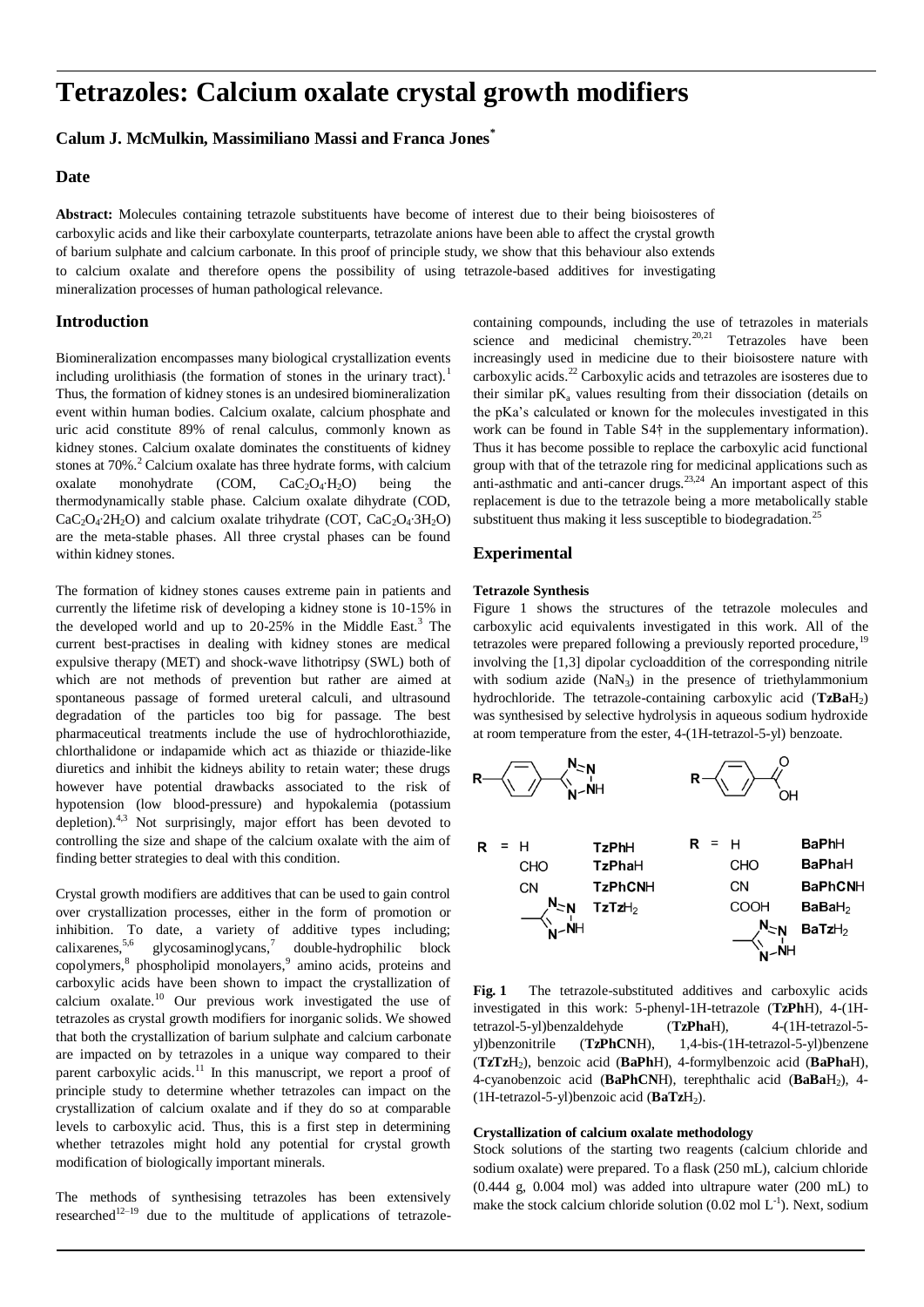# Tetrazoles: Calcium oxalate crystal growth modifiers

**Calum J. McMulkin, Massimiliano Massi and Franca Jones***

## Date

**Abstract:** Molecules containing tetrazole substituents have become of interest due to their being bioisosteres of carboxylic acids and like their carboxylate counterparts, tetrazolate anions have been able to affect the crystal growth of barium sulphate and calcium carbonate. In this proof of principle study, we show that this behaviour also extends to calcium oxalate and therefore opens the possibility of using tetrazole-based additives for investigating mineralization processes of human pathological relevance.

## Introduction

Biomineralization encompasses many biological crystallization events including urolithiasis (the formation of stones in the urinary tract).[1] Thus, the formation of kidney stones is an undesired biomineralization event within human bodies. Calcium oxalate, calcium phosphate and uric acid constitute 89% of renal calculus, commonly known as kidney stones. Calcium oxalate dominates the constituents of kidney stones at 70%.[2] Calcium oxalate has three hydrate forms, with calcium oxalate monohydrate (COM, $CaC_2O_4{\cdot}H_2O$) being the thermodynamically stable phase. Calcium oxalate dihydrate (COD, $CaC_2O_4{\cdot}2H_2O$) and calcium oxalate trihydrate (COT, $CaC_2O_4{\cdot}3H_2O$) are the meta-stable phases. All three crystal phases can be found within kidney stones.

The formation of kidney stones causes extreme pain in patients and currently the lifetime risk of developing a kidney stone is 10-15% in the developed world and up to 20-25% in the Middle East.[3] The current best-practises in dealing with kidney stones are medical expulsive therapy (MET) and shock-wave lithotripsy (SWL) both of which are not methods of prevention but rather are aimed at spontaneous passage of formed ureteral calculi, and ultrasound degradation of the particles too big for passage. The best pharmaceutical treatments include the use of hydrochlorothiazide, chlorthalidone or indapamide which act as thiazide or thiazide-like diuretics and inhibit the kidneys ability to retain water; these drugs however have potential drawbacks associated to the risk of hypotension (low blood-pressure) and hypokalemia (potassium depletion).[4,3] Not surprisingly, major effort has been devoted to controlling the size and shape of the calcium oxalate with the aim of finding better strategies to deal with this condition.

Crystal growth modifiers are additives that can be used to gain control over crystallization processes, either in the form of promotion or inhibition. To date, a variety of additive types including; calixarenes,[5,6] glycosaminoglycans,[7] double-hydrophilic block copolymers,[8] phospholipid monolayers,[9] amino acids, proteins and carboxylic acids have been shown to impact the crystallization of calcium oxalate.[10] Our previous work investigated the use of tetrazoles as crystal growth modifiers for inorganic solids. We showed that both the crystallization of barium sulphate and calcium carbonate are impacted on by tetrazoles in a unique way compared to their parent carboxylic acids.[11] In this manuscript, we report a proof of principle study to determine whether tetrazoles can impact on the crystallization of calcium oxalate and if they do so at comparable levels to carboxylic acid. Thus, this is a first step in determining whether tetrazoles might hold any potential for crystal growth modification of biologically important minerals.

The methods of synthesising tetrazoles has been extensively researched[12–19] due to the multitude of applications of tetrazole-containing compounds, including the use of tetrazoles in materials science and medicinal chemistry.[20,21] Tetrazoles have been increasingly used in medicine due to their bioisostere nature with carboxylic acids.[22] Carboxylic acids and tetrazoles are isosteres due to their similar $pK_a$ values resulting from their dissociation (details on the pKa's calculated or known for the molecules investigated in this work can be found in Table S4† in the supplementary information). Thus it has become possible to replace the carboxylic acid functional group with that of the tetrazole ring for medicinal applications such as anti-asthmatic and anti-cancer drugs.[23,24] An important aspect of this replacement is due to the tetrazole being a more metabolically stable substituent thus making it less susceptible to biodegradation.[25]

## Experimental

### Tetrazole Synthesis

Figure 1 shows the structures of the tetrazole molecules and carboxylic acid equivalents investigated in this work. All of the tetrazoles were prepared following a previously reported procedure,[19] involving the [1,3] dipolar cycloaddition of the corresponding nitrile with sodium azide ($NaN_3$) in the presence of triethylammonium hydrochloride. The tetrazole-containing carboxylic acid (**TzBa**$H_2$) was synthesised by selective hydrolysis in aqueous sodium hydroxide at room temperature from the ester, 4-(1H-tetrazol-5-yl) benzoate.

| R = | | R = | |
|---|---|---|---|
| H | **TzPh**H | H | **BaPh**H |
| CHO | **TzPha**H | CHO | **BaPha**H |
| CN | **TzPhCN**H | CN | **BaPhCN**H |
| tetrazolyl | **TzTz**$H_2$ | COOH | **BaBa**$H_2$ |
| | | tetrazolyl | **BaTz**$H_2$ |

**Fig. 1** The tetrazole-substituted additives and carboxylic acids investigated in this work: 5-phenyl-1H-tetrazole (**TzPh**H), 4-(1H-tetrazol-5-yl)benzaldehyde (**TzPha**H), 4-(1H-tetrazol-5-yl)benzonitrile (**TzPhCN**H), 1,4-bis-(1H-tetrazol-5-yl)benzene (**TzTz**$H_2$), benzoic acid (**BaPh**H), 4-formylbenzoic acid (**BaPha**H), 4-cyanobenzoic acid (**BaPhCN**H), terephthalic acid (**BaBa**$H_2$), 4-(1H-tetrazol-5-yl)benzoic acid (**BaTz**$H_2$).

### Crystallization of calcium oxalate methodology

Stock solutions of the starting two reagents (calcium chloride and sodium oxalate) were prepared. To a flask (250 mL), calcium chloride (0.444 g, 0.004 mol) was added into ultrapure water (200 mL) to make the stock calcium chloride solution (0.02 mol $L^{-1}$). Next, sodium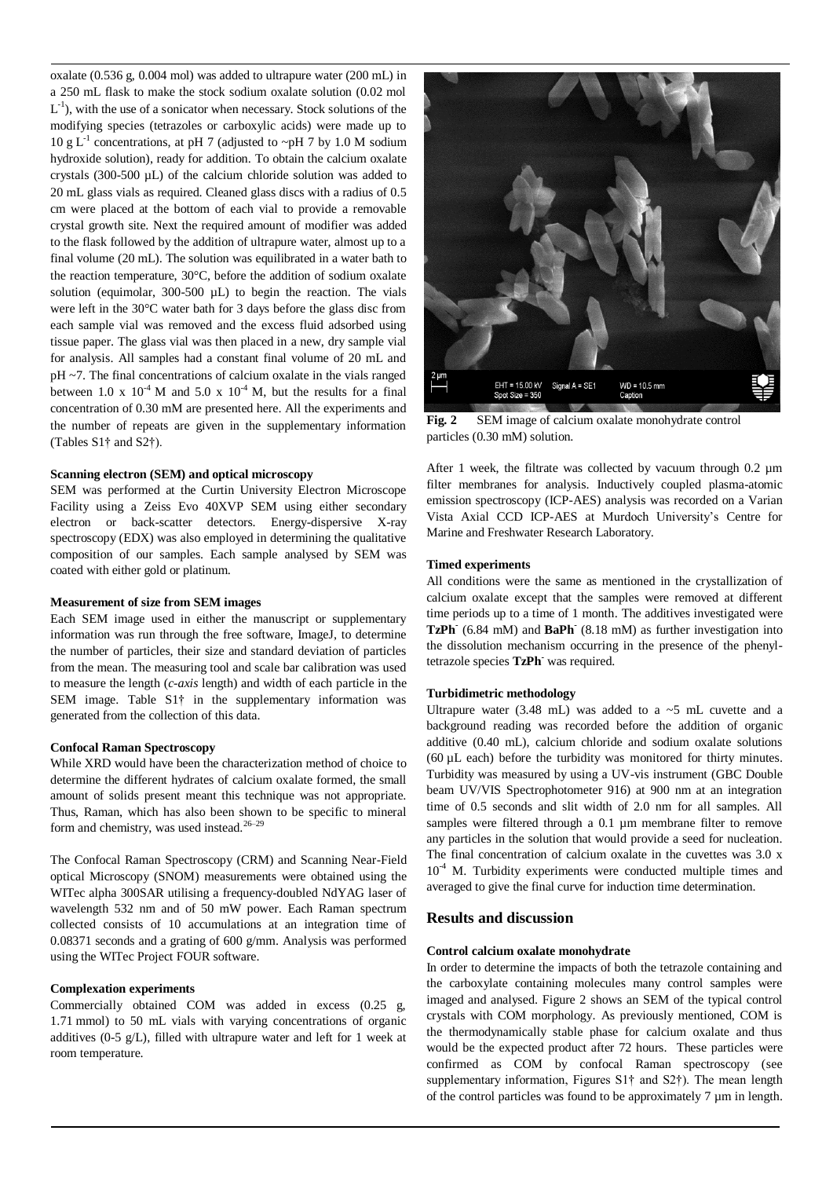oxalate (0.536 g, 0.004 mol) was added to ultrapure water (200 mL) in a 250 mL flask to make the stock sodium oxalate solution (0.02 mol $L^{-1}$), with the use of a sonicator when necessary. Stock solutions of the modifying species (tetrazoles or carboxylic acids) were made up to 10 g $L^{-1}$ concentrations, at pH 7 (adjusted to ~pH 7 by 1.0 M sodium hydroxide solution), ready for addition. To obtain the calcium oxalate crystals (300-500 µL) of the calcium chloride solution was added to 20 mL glass vials as required. Cleaned glass discs with a radius of 0.5 cm were placed at the bottom of each vial to provide a removable crystal growth site. Next the required amount of modifier was added to the flask followed by the addition of ultrapure water, almost up to a final volume (20 mL). The solution was equilibrated in a water bath to the reaction temperature, 30°C, before the addition of sodium oxalate solution (equimolar, 300-500 µL) to begin the reaction. The vials were left in the 30°C water bath for 3 days before the glass disc from each sample vial was removed and the excess fluid adsorbed using tissue paper. The glass vial was then placed in a new, dry sample vial for analysis. All samples had a constant final volume of 20 mL and pH ~7. The final concentrations of calcium oxalate in the vials ranged between $1.0 \times 10^{-4}$ M and $5.0 \times 10^{-4}$ M, but the results for a final concentration of 0.30 mM are presented here. All the experiments and the number of repeats are given in the supplementary information (Tables S1† and S2†).

#### Scanning electron (SEM) and optical microscopy

SEM was performed at the Curtin University Electron Microscope Facility using a Zeiss Evo 40XVP SEM using either secondary electron or back-scatter detectors. Energy-dispersive X-ray spectroscopy (EDX) was also employed in determining the qualitative composition of our samples. Each sample analysed by SEM was coated with either gold or platinum.

#### Measurement of size from SEM images

Each SEM image used in either the manuscript or supplementary information was run through the free software, ImageJ, to determine the number of particles, their size and standard deviation of particles from the mean. The measuring tool and scale bar calibration was used to measure the length (*c-axis* length) and width of each particle in the SEM image. Table S1† in the supplementary information was generated from the collection of this data.

#### Confocal Raman Spectroscopy

While XRD would have been the characterization method of choice to determine the different hydrates of calcium oxalate formed, the small amount of solids present meant this technique was not appropriate. Thus, Raman, which has also been shown to be specific to mineral form and chemistry, was used instead.[26–29]

The Confocal Raman Spectroscopy (CRM) and Scanning Near-Field optical Microscopy (SNOM) measurements were obtained using the WITec alpha 300SAR utilising a frequency-doubled NdYAG laser of wavelength 532 nm and of 50 mW power. Each Raman spectrum collected consists of 10 accumulations at an integration time of 0.08371 seconds and a grating of 600 g/mm. Analysis was performed using the WITec Project FOUR software.

#### Complexation experiments

Commercially obtained COM was added in excess (0.25 g, 1.71 mmol) to 50 mL vials with varying concentrations of organic additives (0-5 g/L), filled with ultrapure water and left for 1 week at room temperature.

**Fig. 2** SEM image of calcium oxalate monohydrate control particles (0.30 mM) solution.

After 1 week, the filtrate was collected by vacuum through 0.2 µm filter membranes for analysis. Inductively coupled plasma-atomic emission spectroscopy (ICP-AES) analysis was recorded on a Varian Vista Axial CCD ICP-AES at Murdoch University's Centre for Marine and Freshwater Research Laboratory.

#### Timed experiments

All conditions were the same as mentioned in the crystallization of calcium oxalate except that the samples were removed at different time periods up to a time of 1 month. The additives investigated were **TzPh**$^-$ (6.84 mM) and **BaPh**$^-$ (8.18 mM) as further investigation into the dissolution mechanism occurring in the presence of the phenyl-tetrazole species **TzPh**$^-$ was required.

#### Turbidimetric methodology

Ultrapure water (3.48 mL) was added to a ~5 mL cuvette and a background reading was recorded before the addition of organic additive (0.40 mL), calcium chloride and sodium oxalate solutions (60 µL each) before the turbidity was monitored for thirty minutes. Turbidity was measured by using a UV-vis instrument (GBC Double beam UV/VIS Spectrophotometer 916) at 900 nm at an integration time of 0.5 seconds and slit width of 2.0 nm for all samples. All samples were filtered through a 0.1 µm membrane filter to remove any particles in the solution that would provide a seed for nucleation. The final concentration of calcium oxalate in the cuvettes was $3.0 \times 10^{-4}$ M. Turbidity experiments were conducted multiple times and averaged to give the final curve for induction time determination.

## Results and discussion

#### Control calcium oxalate monohydrate

In order to determine the impacts of both the tetrazole containing and the carboxylate containing molecules many control samples were imaged and analysed. Figure 2 shows an SEM of the typical control crystals with COM morphology. As previously mentioned, COM is the thermodynamically stable phase for calcium oxalate and thus would be the expected product after 72 hours. These particles were confirmed as COM by confocal Raman spectroscopy (see supplementary information, Figures S1† and S2†). The mean length of the control particles was found to be approximately 7 µm in length.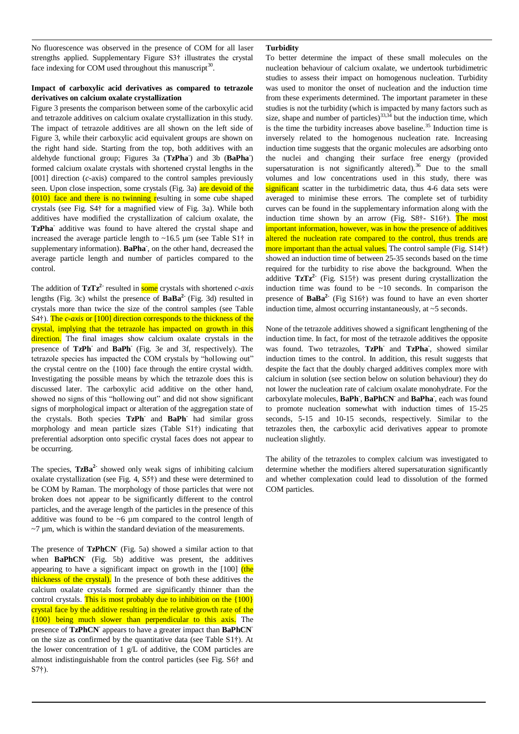No fluorescence was observed in the presence of COM for all laser strengths applied. Supplementary Figure S3† illustrates the crystal face indexing for COM used throughout this manuscript[30].

### Impact of carboxylic acid derivatives as compared to tetrazole derivatives on calcium oxalate crystallization

Figure 3 presents the comparison between some of the carboxylic acid and tetrazole additives on calcium oxalate crystallization in this study. The impact of tetrazole additives are all shown on the left side of Figure 3, while their carboxylic acid equivalent groups are shown on the right hand side. Starting from the top, both additives with an aldehyde functional group; Figures 3a (**TzPha**$^-$) and 3b (**BaPha**$^-$) formed calcium oxalate crystals with shortened crystal lengths in the [001] direction (*c*-axis) compared to the control samples previously seen. Upon close inspection, some crystals (Fig. 3a) are devoid of the {010} face and there is no twinning resulting in some cube shaped crystals (see Fig. S4† for a magnified view of Fig. 3a). While both additives have modified the crystallization of calcium oxalate, the **TzPha**$^-$ additive was found to have altered the crystal shape and increased the average particle length to ~16.5 µm (see Table S1† in supplementary information). **BaPha**$^-$, on the other hand, decreased the average particle length and number of particles compared to the control.

The addition of **TzTz**$^{2-}$ resulted in some crystals with shortened *c-axis* lengths (Fig. 3c) whilst the presence of **BaBa**$^{2-}$ (Fig. 3d) resulted in crystals more than twice the size of the control samples (see Table S4†). The *c-axis* or [100] direction corresponds to the thickness of the crystal, implying that the tetrazole has impacted on growth in this direction. The final images show calcium oxalate crystals in the presence of **TzPh**$^-$ and **BaPh**$^-$ (Fig. 3e and 3f, respectively). The tetrazole species has impacted the COM crystals by "hollowing out" the crystal centre on the {100} face through the entire crystal width. Investigating the possible means by which the tetrazole does this is discussed later. The carboxylic acid additive on the other hand, showed no signs of this "hollowing out" and did not show significant signs of morphological impact or alteration of the aggregation state of the crystals. Both species **TzPh**$^-$ and **BaPh**$^-$ had similar gross morphology and mean particle sizes (Table S1†) indicating that preferential adsorption onto specific crystal faces does not appear to be occurring.

The species, **TzBa**$^{2-}$ showed only weak signs of inhibiting calcium oxalate crystallization (see Fig. 4, S5†) and these were determined to be COM by Raman. The morphology of those particles that were not broken does not appear to be significantly different to the control particles, and the average length of the particles in the presence of this additive was found to be ~6 µm compared to the control length of ~7 µm, which is within the standard deviation of the measurements.

The presence of **TzPhCN**$^-$ (Fig. 5a) showed a similar action to that when **BaPhCN**$^-$ (Fig. 5b) additive was present, the additives appearing to have a significant impact on growth in the [100] (the thickness of the crystal). In the presence of both these additives the calcium oxalate crystals formed are significantly thinner than the control crystals. This is most probably due to inhibition on the {100} crystal face by the additive resulting in the relative growth rate of the {100} being much slower than perpendicular to this axis. The presence of **TzPhCN**$^-$ appears to have a greater impact than **BaPhCN**$^-$ on the size as confirmed by the quantitative data (see Table S1†). At the lower concentration of 1 g/L of additive, the COM particles are almost indistinguishable from the control particles (see Fig. S6† and S7†).

### Turbidity

To better determine the impact of these small molecules on the nucleation behaviour of calcium oxalate, we undertook turbidimetric studies to assess their impact on homogenous nucleation. Turbidity was used to monitor the onset of nucleation and the induction time from these experiments determined. The important parameter in these studies is not the turbidity (which is impacted by many factors such as size, shape and number of particles)[33,34] but the induction time, which is the time the turbidity increases above baseline.[35] Induction time is inversely related to the homogenous nucleation rate. Increasing induction time suggests that the organic molecules are adsorbing onto the nuclei and changing their surface free energy (provided supersaturation is not significantly altered).[36] Due to the small volumes and low concentrations used in this study, there was significant scatter in the turbidimetric data, thus 4-6 data sets were averaged to minimise these errors. The complete set of turbidity curves can be found in the supplementary information along with the induction time shown by an arrow (Fig. S8†- S16†). The most important information, however, was in how the presence of additives altered the nucleation rate compared to the control, thus trends are more important than the actual values. The control sample (Fig. S14†) showed an induction time of between 25-35 seconds based on the time required for the turbidity to rise above the background. When the additive **TzTz**$^{2-}$ (Fig. S15†) was present during crystallization the induction time was found to be ~10 seconds. In comparison the presence of **BaBa**$^{2-}$ (Fig S16†) was found to have an even shorter induction time, almost occurring instantaneously, at ~5 seconds.

None of the tetrazole additives showed a significant lengthening of the induction time. In fact, for most of the tetrazole additives the opposite was found. Two tetrazoles, **TzPh**$^-$ and **TzPha**$^-$, showed similar induction times to the control. In addition, this result suggests that despite the fact that the doubly charged additives complex more with calcium in solution (see section below on solution behaviour) they do not lower the nucleation rate of calcium oxalate monohydrate. For the carboxylate molecules, **BaPh**$^-$, **BaPhCN**$^-$ and **BaPha**$^-$, each was found to promote nucleation somewhat with induction times of 15-25 seconds, 5-15 and 10-15 seconds, respectively. Similar to the tetrazoles then, the carboxylic acid derivatives appear to promote nucleation slightly.

The ability of the tetrazoles to complex calcium was investigated to determine whether the modifiers altered supersaturation significantly and whether complexation could lead to dissolution of the formed COM particles.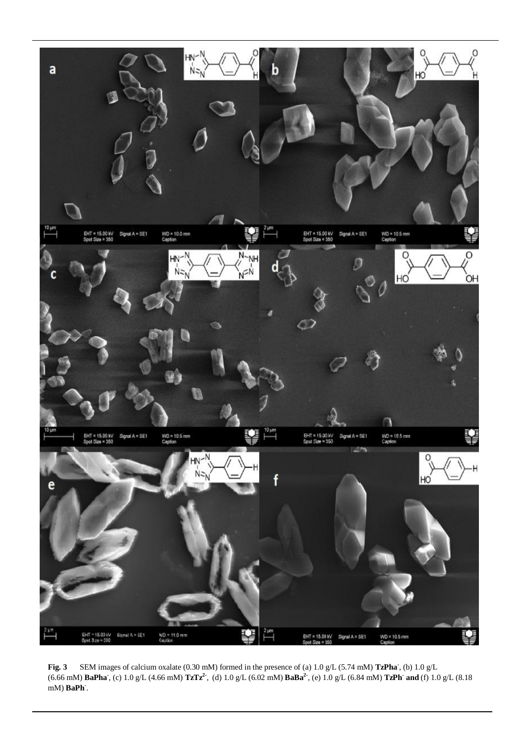**Fig. 3** SEM images of calcium oxalate (0.30 mM) formed in the presence of (a) 1.0 g/L (5.74 mM) **TzPha**$^{-}$, (b) 1.0 g/L (6.66 mM) **BaPha**$^{-}$, (c) 1.0 g/L (4.66 mM) **TzTz**$^{2-}$, (d) 1.0 g/L (6.02 mM) **BaBa**$^{2-}$, (e) 1.0 g/L (6.84 mM) **TzPh**$^{-}$ **and** (f) 1.0 g/L (8.18 mM) **BaPh**$^{-}$.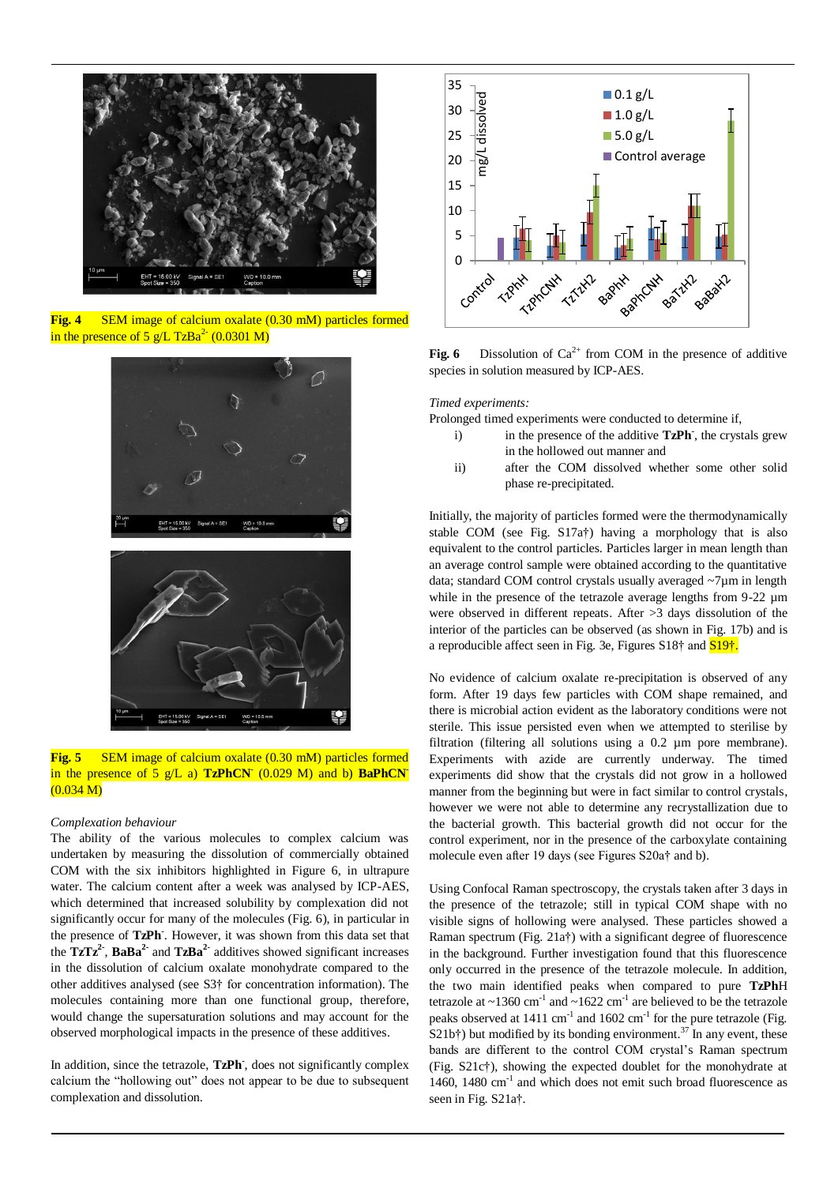**Fig. 4** SEM image of calcium oxalate (0.30 mM) particles formed in the presence of 5 g/L $TzBa^{2-}$ (0.0301 M)

**Fig. 5** SEM image of calcium oxalate (0.30 mM) particles formed in the presence of 5 g/L a) **TzPhCN**$^-$ (0.029 M) and b) **BaPhCN**$^-$ (0.034 M)

*Complexation behaviour*

The ability of the various molecules to complex calcium was undertaken by measuring the dissolution of commercially obtained COM with the six inhibitors highlighted in Figure 6, in ultrapure water. The calcium content after a week was analysed by ICP-AES, which determined that increased solubility by complexation did not significantly occur for many of the molecules (Fig. 6), in particular in the presence of **TzPh**$^-$. However, it was shown from this data set that the **TzTz**$^{2-}$, **BaBa**$^{2-}$ and **TzBa**$^{2-}$ additives showed significant increases in the dissolution of calcium oxalate monohydrate compared to the other additives analysed (see S3† for concentration information). The molecules containing more than one functional group, therefore, would change the supersaturation solutions and may account for the observed morphological impacts in the presence of these additives.

In addition, since the tetrazole, **TzPh**$^-$, does not significantly complex calcium the "hollowing out" does not appear to be due to subsequent complexation and dissolution.

**Fig. 6** Dissolution of $Ca^{2+}$ from COM in the presence of additive species in solution measured by ICP-AES.

*Timed experiments:*

Prolonged timed experiments were conducted to determine if,

i) in the presence of the additive **TzPh**$^-$, the crystals grew in the hollowed out manner and
ii) after the COM dissolved whether some other solid phase re-precipitated.

Initially, the majority of particles formed were the thermodynamically stable COM (see Fig. S17a†) having a morphology that is also equivalent to the control particles. Particles larger in mean length than an average control sample were obtained according to the quantitative data; standard COM control crystals usually averaged ~7µm in length while in the presence of the tetrazole average lengths from 9-22 µm were observed in different repeats. After >3 days dissolution of the interior of the particles can be observed (as shown in Fig. 17b) and is a reproducible affect seen in Fig. 3e, Figures S18† and S19†.

No evidence of calcium oxalate re-precipitation is observed of any form. After 19 days few particles with COM shape remained, and there is microbial action evident as the laboratory conditions were not sterile. This issue persisted even when we attempted to sterilise by filtration (filtering all solutions using a 0.2 µm pore membrane). Experiments with azide are currently underway. The timed experiments did show that the crystals did not grow in a hollowed manner from the beginning but were in fact similar to control crystals, however we were not able to determine any recrystallization due to the bacterial growth. This bacterial growth did not occur for the control experiment, nor in the presence of the carboxylate containing molecule even after 19 days (see Figures S20a† and b).

Using Confocal Raman spectroscopy, the crystals taken after 3 days in the presence of the tetrazole; still in typical COM shape with no visible signs of hollowing were analysed. These particles showed a Raman spectrum (Fig. 21a†) with a significant degree of fluorescence in the background. Further investigation found that this fluorescence only occurred in the presence of the tetrazole molecule. In addition, the two main identified peaks when compared to pure **TzPh**H tetrazole at ~1360 $cm^{-1}$ and ~1622 $cm^{-1}$ are believed to be the tetrazole peaks observed at 1411 $cm^{-1}$ and 1602 $cm^{-1}$ for the pure tetrazole (Fig. S21b†) but modified by its bonding environment.[37] In any event, these bands are different to the control COM crystal's Raman spectrum (Fig. S21c†), showing the expected doublet for the monohydrate at 1460, 1480 $cm^{-1}$ and which does not emit such broad fluorescence as seen in Fig. S21a†.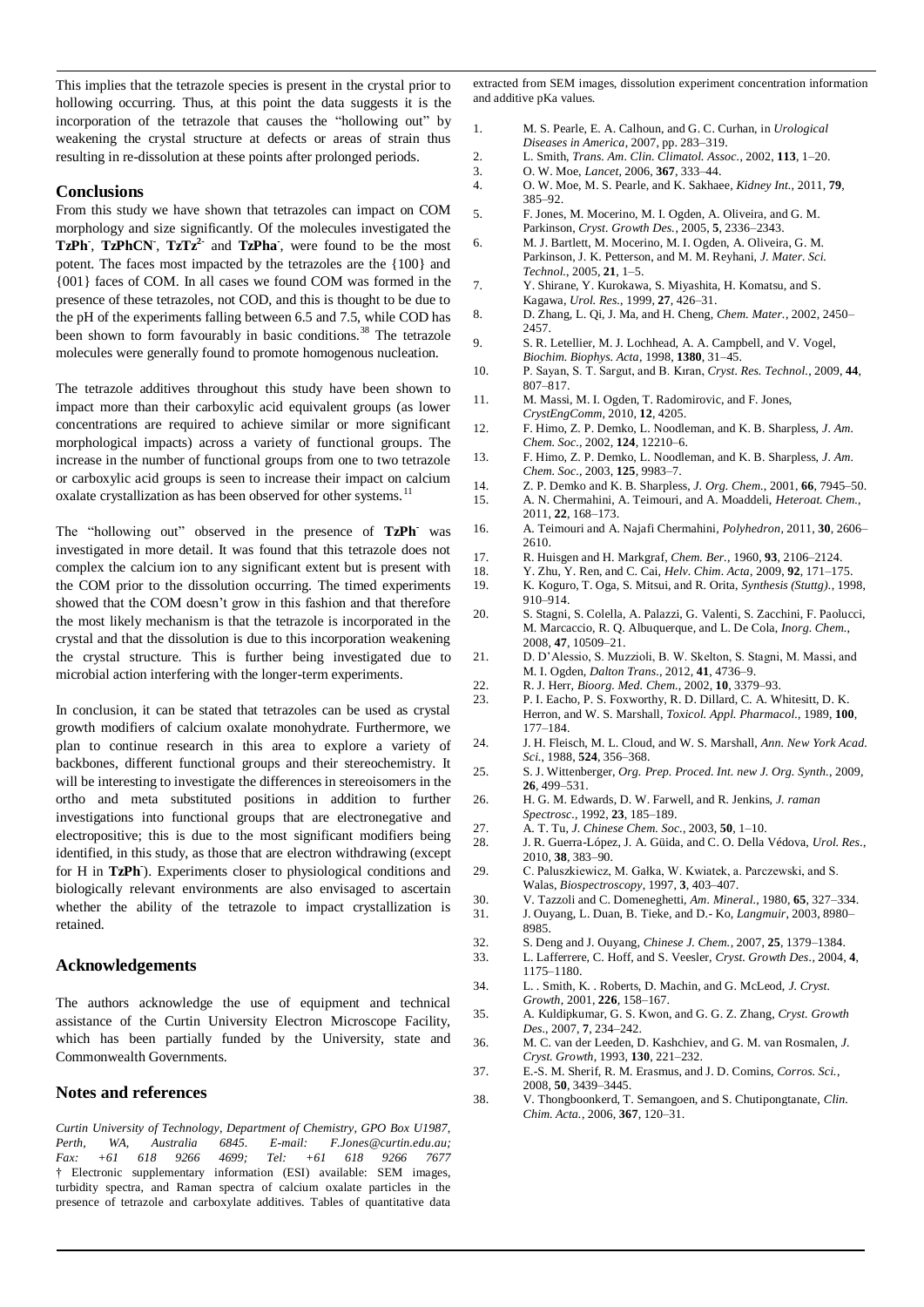This implies that the tetrazole species is present in the crystal prior to hollowing occurring. Thus, at this point the data suggests it is the incorporation of the tetrazole that causes the "hollowing out" by weakening the crystal structure at defects or areas of strain thus resulting in re-dissolution at these points after prolonged periods.

## Conclusions

From this study we have shown that tetrazoles can impact on COM morphology and size significantly. Of the molecules investigated the **TzPh**$^-$, **TzPhCN**$^-$, **TzTz**$^{2-}$ and **TzPha**$^-$, were found to be the most potent. The faces most impacted by the tetrazoles are the {100} and {001} faces of COM. In all cases we found COM was formed in the presence of these tetrazoles, not COD, and this is thought to be due to the pH of the experiments falling between 6.5 and 7.5, while COD has been shown to form favourably in basic conditions.[38] The tetrazole molecules were generally found to promote homogenous nucleation.

The tetrazole additives throughout this study have been shown to impact more than their carboxylic acid equivalent groups (as lower concentrations are required to achieve similar or more significant morphological impacts) across a variety of functional groups. The increase in the number of functional groups from one to two tetrazole or carboxylic acid groups is seen to increase their impact on calcium oxalate crystallization as has been observed for other systems.[11]

The "hollowing out" observed in the presence of **TzPh**$^-$ was investigated in more detail. It was found that this tetrazole does not complex the calcium ion to any significant extent but is present with the COM prior to the dissolution occurring. The timed experiments showed that the COM doesn't grow in this fashion and that therefore the most likely mechanism is that the tetrazole is incorporated in the crystal and that the dissolution is due to this incorporation weakening the crystal structure. This is further being investigated due to microbial action interfering with the longer-term experiments.

In conclusion, it can be stated that tetrazoles can be used as crystal growth modifiers of calcium oxalate monohydrate. Furthermore, we plan to continue research in this area to explore a variety of backbones, different functional groups and their stereochemistry. It will be interesting to investigate the differences in stereoisomers in the ortho and meta substituted positions in addition to further investigations into functional groups that are electronegative and electropositive; this is due to the most significant modifiers being identified, in this study, as those that are electron withdrawing (except for H in **TzPh**$^-$). Experiments closer to physiological conditions and biologically relevant environments are also envisaged to ascertain whether the ability of the tetrazole to impact crystallization is retained.

## Acknowledgements

The authors acknowledge the use of equipment and technical assistance of the Curtin University Electron Microscope Facility, which has been partially funded by the University, state and Commonwealth Governments.

## Notes and references

*Curtin University of Technology, Department of Chemistry, GPO Box U1987, Perth, WA, Australia 6845. E-mail: F.Jones@curtin.edu.au; Fax: +61 618 9266 4699; Tel: +61 618 9266 7677*

† Electronic supplementary information (ESI) available: SEM images, turbidity spectra, and Raman spectra of calcium oxalate particles in the presence of tetrazole and carboxylate additives. Tables of quantitative data extracted from SEM images, dissolution experiment concentration information and additive pKa values.

1. M. S. Pearle, E. A. Calhoun, and G. C. Curhan, in *Urological Diseases in America*, 2007, pp. 283–319.
2. L. Smith, *Trans. Am. Clin. Climatol. Assoc.*, 2002, **113**, 1–20.
3. O. W. Moe, *Lancet*, 2006, **367**, 333–44.
4. O. W. Moe, M. S. Pearle, and K. Sakhaee, *Kidney Int.*, 2011, **79**, 385–92.
5. F. Jones, M. Mocerino, M. I. Ogden, A. Oliveira, and G. M. Parkinson, *Cryst. Growth Des.*, 2005, **5**, 2336–2343.
6. M. J. Bartlett, M. Mocerino, M. I. Ogden, A. Oliveira, G. M. Parkinson, J. K. Petterson, and M. M. Reyhani, *J. Mater. Sci. Technol.*, 2005, **21**, 1–5.
7. Y. Shirane, Y. Kurokawa, S. Miyashita, H. Komatsu, and S. Kagawa, *Urol. Res.*, 1999, **27**, 426–31.
8. D. Zhang, L. Qi, J. Ma, and H. Cheng, *Chem. Mater.*, 2002, 2450–2457.
9. S. R. Letellier, M. J. Lochhead, A. A. Campbell, and V. Vogel, *Biochim. Biophys. Acta*, 1998, **1380**, 31–45.
10. P. Sayan, S. T. Sargut, and B. Kıran, *Cryst. Res. Technol.*, 2009, **44**, 807–817.
11. M. Massi, M. I. Ogden, T. Radomirovic, and F. Jones, *CrystEngComm*, 2010, **12**, 4205.
12. F. Himo, Z. P. Demko, L. Noodleman, and K. B. Sharpless, *J. Am. Chem. Soc.*, 2002, **124**, 12210–6.
13. F. Himo, Z. P. Demko, L. Noodleman, and K. B. Sharpless, *J. Am. Chem. Soc.*, 2003, **125**, 9983–7.
14. Z. P. Demko and K. B. Sharpless, *J. Org. Chem.*, 2001, **66**, 7945–50.
15. A. N. Chermahini, A. Teimouri, and A. Moaddeli, *Heteroat. Chem.*, 2011, **22**, 168–173.
16. A. Teimouri and A. Najafi Chermahini, *Polyhedron*, 2011, **30**, 2606–2610.
17. R. Huisgen and H. Markgraf, *Chem. Ber.*, 1960, **93**, 2106–2124.
18. Y. Zhu, Y. Ren, and C. Cai, *Helv. Chim. Acta*, 2009, **92**, 171–175.
19. K. Koguro, T. Oga, S. Mitsui, and R. Orita, *Synthesis (Stuttg).*, 1998, 910–914.
20. S. Stagni, S. Colella, A. Palazzi, G. Valenti, S. Zacchini, F. Paolucci, M. Marcaccio, R. Q. Albuquerque, and L. De Cola, *Inorg. Chem.*, 2008, **47**, 10509–21.
21. D. D'Alessio, S. Muzzioli, B. W. Skelton, S. Stagni, M. Massi, and M. I. Ogden, *Dalton Trans.*, 2012, **41**, 4736–9.
22. R. J. Herr, *Bioorg. Med. Chem.*, 2002, **10**, 3379–93.
23. P. I. Eacho, P. S. Foxworthy, R. D. Dillard, C. A. Whitesitt, D. K. Herron, and W. S. Marshall, *Toxicol. Appl. Pharmacol.*, 1989, **100**, 177–184.
24. J. H. Fleisch, M. L. Cloud, and W. S. Marshall, *Ann. New York Acad. Sci.*, 1988, **524**, 356–368.
25. S. J. Wittenberger, *Org. Prep. Proced. Int. new J. Org. Synth.*, 2009, **26**, 499–531.
26. H. G. M. Edwards, D. W. Farwell, and R. Jenkins, *J. raman Spectrosc.*, 1992, **23**, 185–189.
27. A. T. Tu, *J. Chinese Chem. Soc.*, 2003, **50**, 1–10.
28. J. R. Guerra-López, J. A. Güida, and C. O. Della Védova, *Urol. Res.*, 2010, **38**, 383–90.
29. C. Paluszkiewicz, M. Gałka, W. Kwiatek, a. Parczewski, and S. Walas, *Biospectroscopy*, 1997, **3**, 403–407.
30. V. Tazzoli and C. Domeneghetti, *Am. Mineral.*, 1980, **65**, 327–334.
31. J. Ouyang, L. Duan, B. Tieke, and D.- Ko, *Langmuir*, 2003, 8980–8985.
32. S. Deng and J. Ouyang, *Chinese J. Chem.*, 2007, **25**, 1379–1384.
33. L. Lafferrere, C. Hoff, and S. Veesler, *Cryst. Growth Des.*, 2004, **4**, 1175–1180.
34. L. . Smith, K. . Roberts, D. Machin, and G. McLeod, *J. Cryst. Growth*, 2001, **226**, 158–167.
35. A. Kuldipkumar, G. S. Kwon, and G. G. Z. Zhang, *Cryst. Growth Des.*, 2007, **7**, 234–242.
36. M. C. van der Leeden, D. Kashchiev, and G. M. van Rosmalen, *J. Cryst. Growth*, 1993, **130**, 221–232.
37. E.-S. M. Sherif, R. M. Erasmus, and J. D. Comins, *Corros. Sci.*, 2008, **50**, 3439–3445.
38. V. Thongboonkerd, T. Semangoen, and S. Chutipongtanate, *Clin. Chim. Acta.*, 2006, **367**, 120–31.